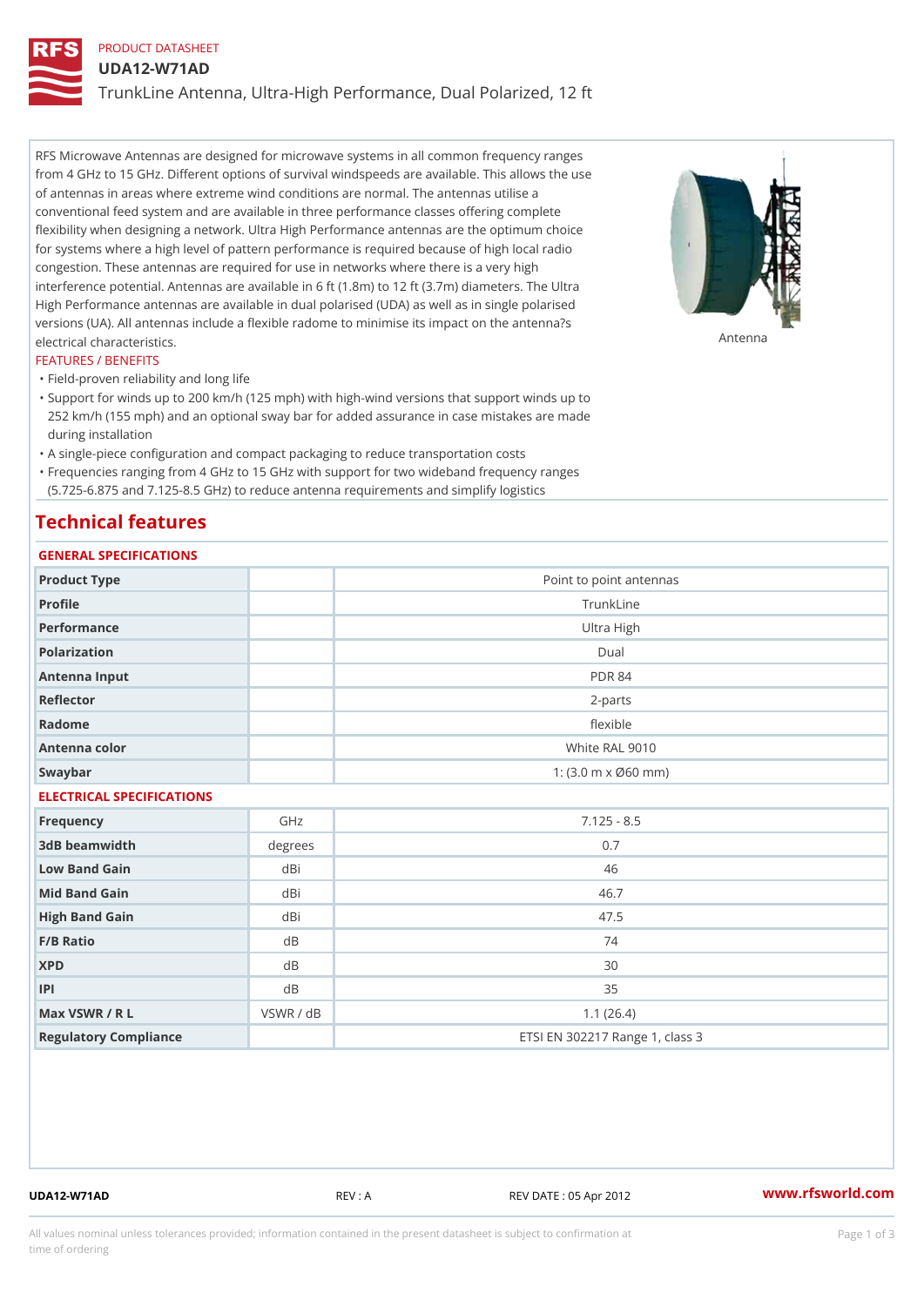PRODUCT DATASHEET

# UDA12-W71AD

TrunkLine Antenna, Ultra-High Performance, Dual Polarized, 12 ft

RFS Microwave Antennas are designed for microwave systems in all common frequency ranges from 4 GHz to 15 GHz. Different options of survival windspeeds are available. This allows the use of antennas in areas where extreme wind conditions are normal. The antennas utilise a conventional feed system and are available in three performance classes offering complete flexibility when designing a network. Ultra High Performance antennas are the optimum choice for systems where a high level of pattern performance is required because of high local radio congestion. These antennas are required for use in networks where there is a very high interference potential. Antennas are available in 6 ft (1.8m) to 12 ft (3.7m) diameters. The Ultra High Performance antennas are available in dual polarised (UDA) as well as in single polarised versions (UA). All antennas include a flexible radome to minimise its impact on the antenna?s electrical characteristics.

Antenna

FEATURES / BENEFITS

- Field-proven reliability and long life
- Support for winds up to 200 km/h (125 mph) with high-wind versions that support winds up to 252 km/h (155 mph) and an optional sway bar for added assurance in case mistakes are made during installation
- A single-piece configuration and compact packaging to reduce transportation costs
- Frequencies ranging from 4 GHz to 15 GHz with support for two wideband frequency ranges (5.725-6.875 and 7.125-8.5 GHz) to reduce antenna requirements and simplify logistics

## Technical features

### GENERAL SPECIFICATIONS

| | | |
|---|---|---|
| Product Type | | Point to point antennas |
| Profile | | TrunkLine |
| Performance | | Ultra High |
| Polarization | | Dual |
| Antenna Input | | PDR 84 |
| Reflector | | 2-parts |
| Radome | | flexible |
| Antenna color | | White RAL 9010 |
| Swaybar | | 1: (3.0 m x Ø60 mm) |

### ELECTRICAL SPECIFICATIONS

| | | |
|---|---|---|
| Frequency | GHz | 7.125 - 8.5 |
| 3dB beamwidth | degrees | 0.7 |
| Low Band Gain | dBi | 46 |
| Mid Band Gain | dBi | 46.7 |
| High Band Gain | dBi | 47.5 |
| F/B Ratio | dB | 74 |
| XPD | dB | 30 |
| IPI | dB | 35 |
| Max VSWR / R L | VSWR / dB | 1.1 (26.4) |
| Regulatory Compliance | | ETSI EN 302217 Range 1, class 3 |

UDA12-W71AD REV : A REV DATE : 05 Apr 2012 www.rfsworld.com

All values nominal unless tolerances provided; information contained in the present datasheet is subject to confirmation at time of ordering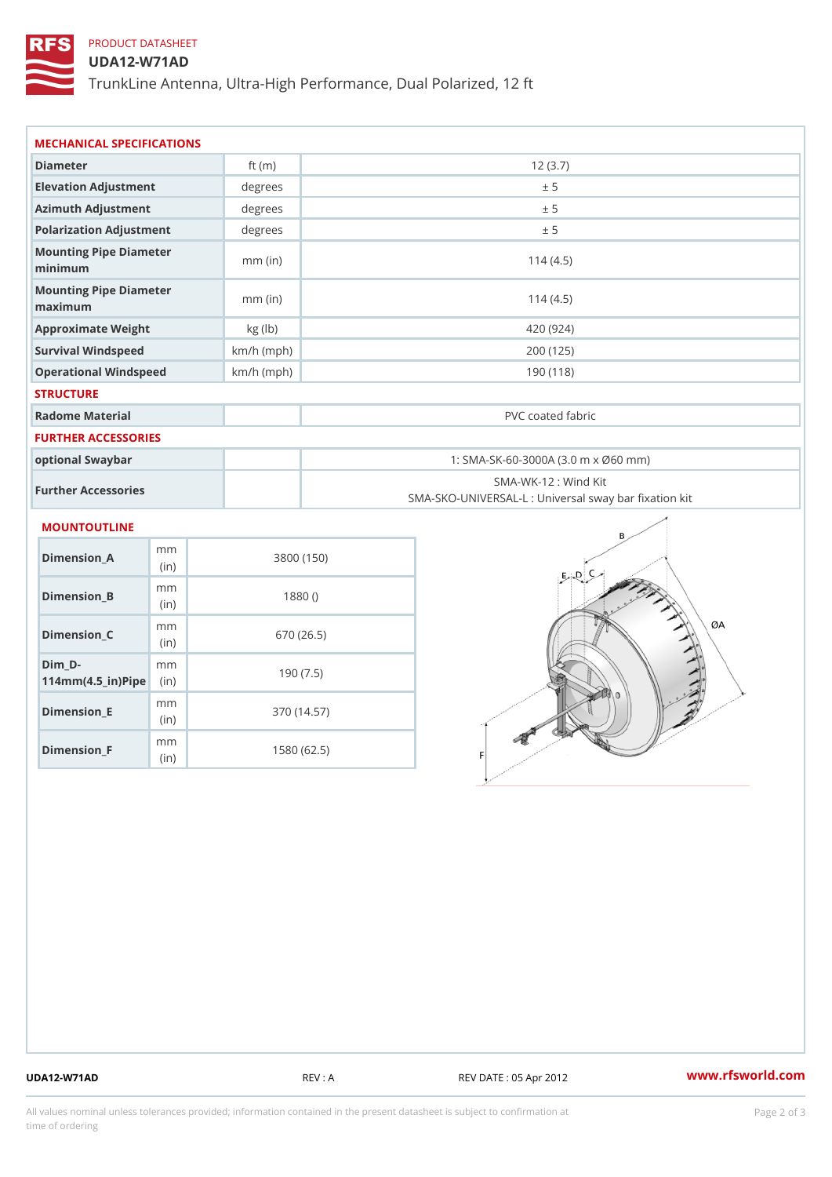PRODUCT DATASHEET

# UDA12-W71AD

TrunkLine Antenna, Ultra-High Performance, Dual Polarized, 12 ft

## MECHANICAL SPECIFICATIONS

| | | |
|---|---|---|
| Diameter | ft (m) | 12 (3.7) |
| Elevation Adjustment | degrees | ± 5 |
| Azimuth Adjustment | degrees | ± 5 |
| Polarization Adjustment | degrees | ± 5 |
| Mounting Pipe Diameter minimum | mm (in) | 114 (4.5) |
| Mounting Pipe Diameter maximum | mm (in) | 114 (4.5) |
| Approximate Weight | kg (lb) | 420 (924) |
| Survival Windspeed | km/h (mph) | 200 (125) |
| Operational Windspeed | km/h (mph) | 190 (118) |

## STRUCTURE

| | | |
|---|---|---|
| Radome Material | | PVC coated fabric |

## FURTHER ACCESSORIES

| | | |
|---|---|---|
| optional Swaybar | | 1: SMA-SK-60-3000A (3.0 m x Ø60 mm) |
| Further Accessories | | SMA-WK-12 : Wind Kit<br>SMA-SKO-UNIVERSAL-L : Universal sway bar fixation kit |

## MOUNTOUTLINE

| | | |
|---|---|---|
| Dimension_A | mm (in) | 3800 (150) |
| Dimension_B | mm (in) | 1880 () |
| Dimension_C | mm (in) | 670 (26.5) |
| Dim_D-114mm(4.5_in)Pipe | mm (in) | 190 (7.5) |
| Dimension_E | mm (in) | 370 (14.57) |
| Dimension_F | mm (in) | 1580 (62.5) |

UDA12-W71AD REV : A REV DATE : 05 Apr 2012 www.rfsworld.com

All values nominal unless tolerances provided; information contained in the present datasheet is subject to confirmation at time of ordering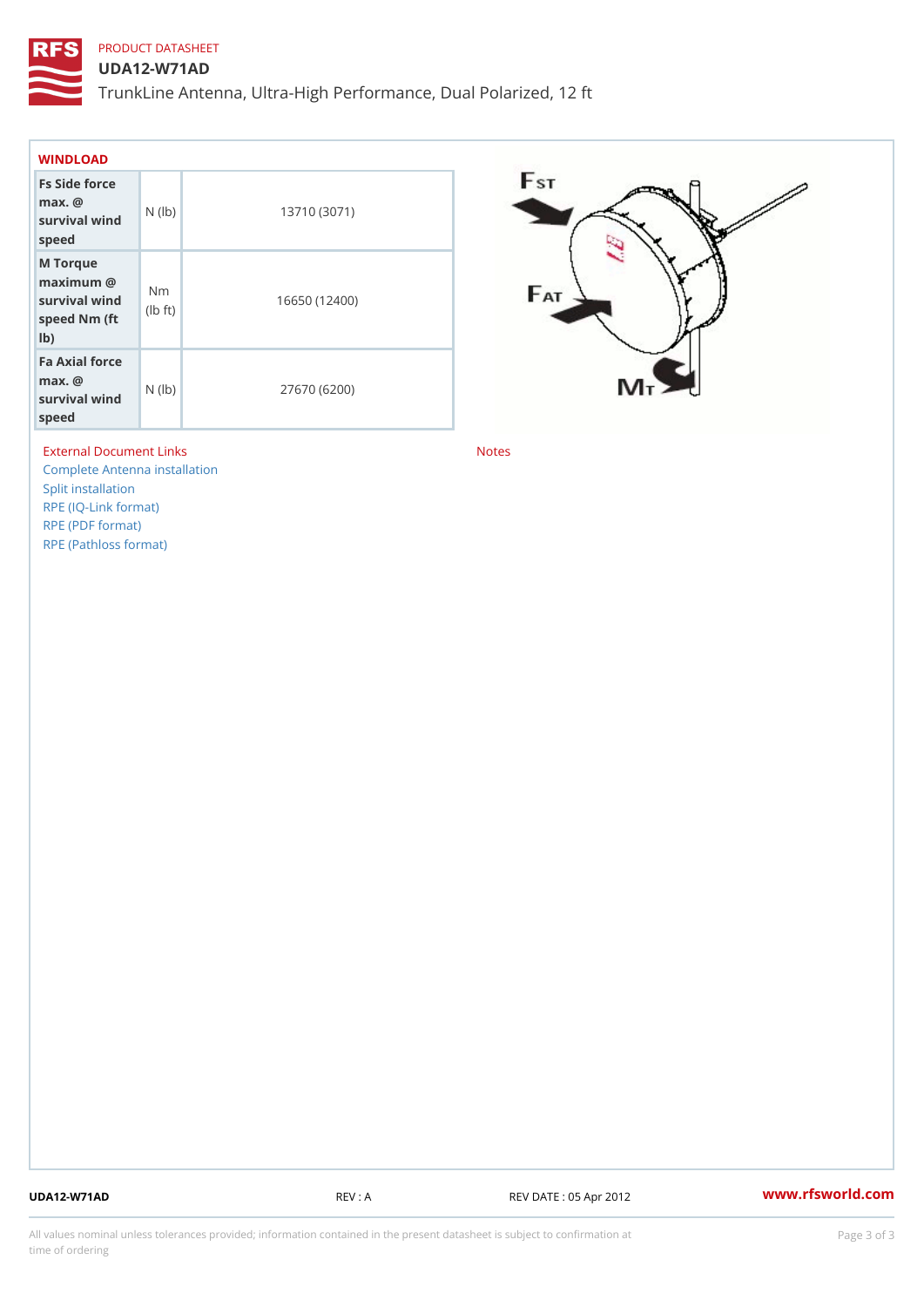PRODUCT DATASHEET

# UDA12-W71AD

TrunkLine Antenna, Ultra-High Performance, Dual Polarized, 12 ft

## WINDLOAD

| | | |
|---|---|---|
| Fs Side force max. @ survival wind speed | N (lb) | 13710 (3071) |
| M Torque maximum @ survival wind speed Nm (ft lb) | Nm (lb ft) | 16650 (12400) |
| Fa Axial force max. @ survival wind speed | N (lb) | 27670 (6200) |

FST

FAT

MT

External Document Links

Complete Antenna installation

Split installation

RPE (IQ-Link format)

RPE (PDF format)

RPE (Pathloss format)

Notes

UDA12-W71AD REV : A REV DATE : 05 Apr 2012 www.rfsworld.com

All values nominal unless tolerances provided; information contained in the present datasheet is subject to confirmation at time of ordering